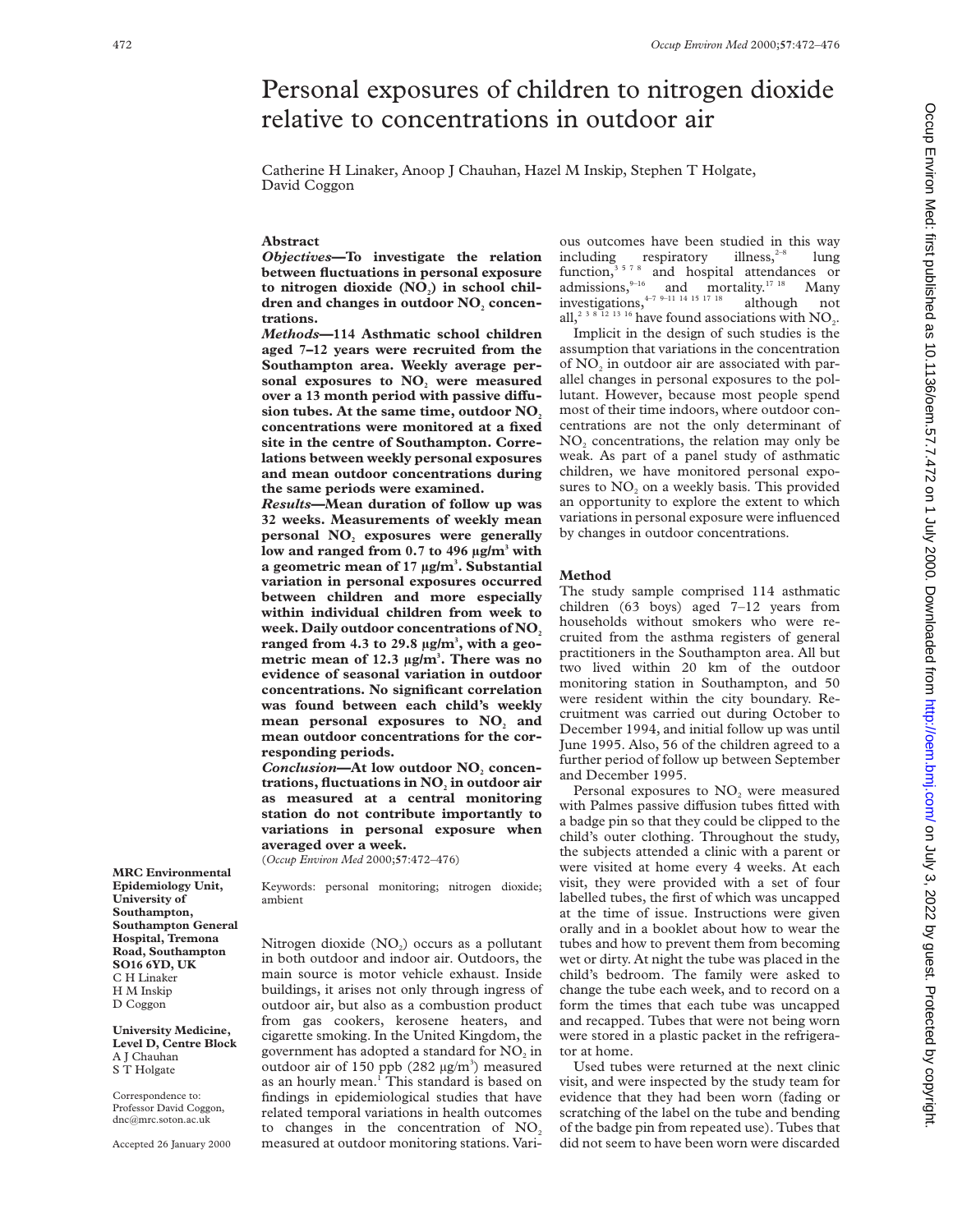# Personal exposures of children to nitrogen dioxide relative to concentrations in outdoor air

Catherine H Linaker, Anoop J Chauhan, Hazel M Inskip, Stephen T Holgate, David Coggon

## Abstract

***Objectives*—To investigate the relation between fluctuations in personal exposure to nitrogen dioxide ($NO_2$) in school children and changes in outdoor $NO_2$ concentrations.**

***Methods*—114 Asthmatic school children aged 7–12 years were recruited from the Southampton area. Weekly average personal exposures to $NO_2$ were measured over a 13 month period with passive diffusion tubes. At the same time, outdoor $NO_2$ concentrations were monitored at a fixed site in the centre of Southampton. Correlations between weekly personal exposures and mean outdoor concentrations during the same periods were examined.**

***Results*—Mean duration of follow up was 32 weeks. Measurements of weekly mean personal $NO_2$ exposures were generally low and ranged from 0.7 to 496 µg/m$^3$ with a geometric mean of 17 µg/m$^3$. Substantial variation in personal exposures occurred between children and more especially within individual children from week to week. Daily outdoor concentrations of $NO_2$ ranged from 4.3 to 29.8 µg/m$^3$, with a geometric mean of 12.3 µg/m$^3$. There was no evidence of seasonal variation in outdoor concentrations. No significant correlation was found between each child's weekly mean personal exposures to $NO_2$ and mean outdoor concentrations for the corresponding periods.**

***Conclusion*—At low outdoor $NO_2$ concentrations, fluctuations in $NO_2$ in outdoor air as measured at a central monitoring station do not contribute importantly to variations in personal exposure when averaged over a week.**

(*Occup Environ Med* 2000;**57**:472–476)

Keywords: personal monitoring; nitrogen dioxide; ambient

**MRC Environmental Epidemiology Unit, University of Southampton, Southampton General Hospital, Tremona Road, Southampton SO16 6YD, UK**
C H Linaker
H M Inskip
D Coggon

**University Medicine, Level D, Centre Block**
A J Chauhan
S T Holgate

Correspondence to: Professor David Coggon, dnc@mrc.soton.ac.uk

Accepted 26 January 2000

Nitrogen dioxide ($NO_2$) occurs as a pollutant in both outdoor and indoor air. Outdoors, the main source is motor vehicle exhaust. Inside buildings, it arises not only through ingress of outdoor air, but also as a combustion product from gas cookers, kerosene heaters, and cigarette smoking. In the United Kingdom, the government has adopted a standard for $NO_2$ in outdoor air of 150 ppb (282 µg/m$^3$) measured as an hourly mean.[1] This standard is based on findings in epidemiological studies that have related temporal variations in health outcomes to changes in the concentration of $NO_2$ measured at outdoor monitoring stations. Various outcomes have been studied in this way including respiratory illness,[2–8] lung function,[3 5 7 8] and hospital attendances or admissions,[9–16] and mortality.[17 18] Many investigations,[4–7 9–11 14 15 17 18] although not all,[2 3 8 12 13 16] have found associations with $NO_2$.

Implicit in the design of such studies is the assumption that variations in the concentration of $NO_2$ in outdoor air are associated with parallel changes in personal exposures to the pollutant. However, because most people spend most of their time indoors, where outdoor concentrations are not the only determinant of $NO_2$ concentrations, the relation may only be weak. As part of a panel study of asthmatic children, we have monitored personal exposures to $NO_2$ on a weekly basis. This provided an opportunity to explore the extent to which variations in personal exposure were influenced by changes in outdoor concentrations.

## Method

The study sample comprised 114 asthmatic children (63 boys) aged 7–12 years from households without smokers who were recruited from the asthma registers of general practitioners in the Southampton area. All but two lived within 20 km of the outdoor monitoring station in Southampton, and 50 were resident within the city boundary. Recruitment was carried out during October to December 1994, and initial follow up was until June 1995. Also, 56 of the children agreed to a further period of follow up between September and December 1995.

Personal exposures to $NO_2$ were measured with Palmes passive diffusion tubes fitted with a badge pin so that they could be clipped to the child's outer clothing. Throughout the study, the subjects attended a clinic with a parent or were visited at home every 4 weeks. At each visit, they were provided with a set of four labelled tubes, the first of which was uncapped at the time of issue. Instructions were given orally and in a booklet about how to wear the tubes and how to prevent them from becoming wet or dirty. At night the tube was placed in the child's bedroom. The family were asked to change the tube each week, and to record on a form the times that each tube was uncapped and recapped. Tubes that were not being worn were stored in a plastic packet in the refrigerator at home.

Used tubes were returned at the next clinic visit, and were inspected by the study team for evidence that they had been worn (fading or scratching of the label on the tube and bending of the badge pin from repeated use). Tubes that did not seem to have been worn were discarded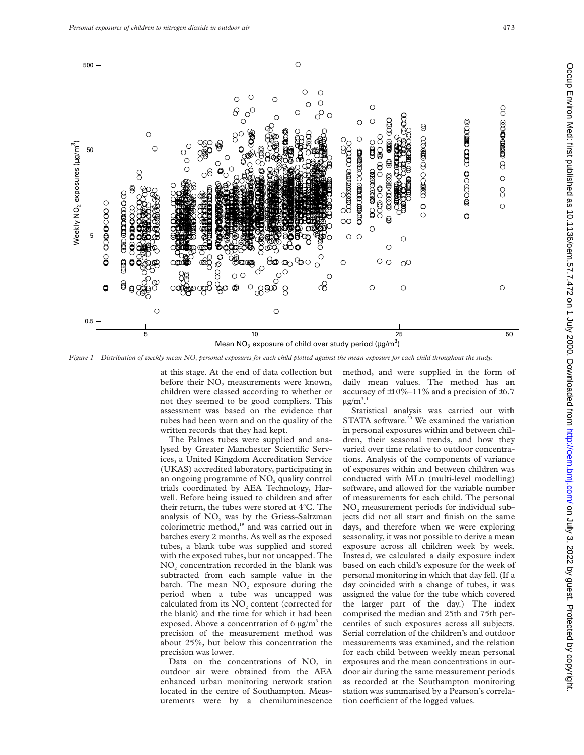Figure 1 Distribution of weekly mean $NO_2$ personal exposures for each child plotted against the mean exposure for each child throughout the study.

at this stage. At the end of data collection but before their $NO_2$ measurements were known, children were classed according to whether or not they seemed to be good compliers. This assessment was based on the evidence that tubes had been worn and on the quality of the written records that they had kept.

The Palmes tubes were supplied and analysed by Greater Manchester Scientific Services, a United Kingdom Accreditation Service (UKAS) accredited laboratory, participating in an ongoing programme of $NO_2$ quality control trials coordinated by AEA Technology, Harwell. Before being issued to children and after their return, the tubes were stored at 4°C. The analysis of $NO_2$ was by the Griess-Saltzman colorimetric method,[19] and was carried out in batches every 2 months. As well as the exposed tubes, a blank tube was supplied and stored with the exposed tubes, but not uncapped. The $NO_2$ concentration recorded in the blank was subtracted from each sample value in the batch. The mean $NO_2$ exposure during the period when a tube was uncapped was calculated from its $NO_2$ content (corrected for the blank) and the time for which it had been exposed. Above a concentration of 6 μg/m$^3$ the precision of the measurement method was about 25%, but below this concentration the precision was lower.

Data on the concentrations of $NO_2$ in outdoor air were obtained from the AEA enhanced urban monitoring network station located in the centre of Southampton. Measurements were by a chemiluminescence method, and were supplied in the form of daily mean values. The method has an accuracy of ±10%–11% and a precision of ±6.7 μg/m$^3$.[1]

Statistical analysis was carried out with STATA software.[20] We examined the variation in personal exposures within and between children, their seasonal trends, and how they varied over time relative to outdoor concentrations. Analysis of the components of variance of exposures within and between children was conducted with MLn (multi-level modelling) software, and allowed for the variable number of measurements for each child. The personal $NO_2$ measurement periods for individual subjects did not all start and finish on the same days, and therefore when we were exploring seasonality, it was not possible to derive a mean exposure across all children week by week. Instead, we calculated a daily exposure index based on each child's exposure for the week of personal monitoring in which that day fell. (If a day coincided with a change of tubes, it was assigned the value for the tube which covered the larger part of the day.) The index comprised the median and 25th and 75th percentiles of such exposures across all subjects. Serial correlation of the children's and outdoor measurements was examined, and the relation for each child between weekly mean personal exposures and the mean concentrations in outdoor air during the same measurement periods as recorded at the Southampton monitoring station was summarised by a Pearson's correlation coefficient of the logged values.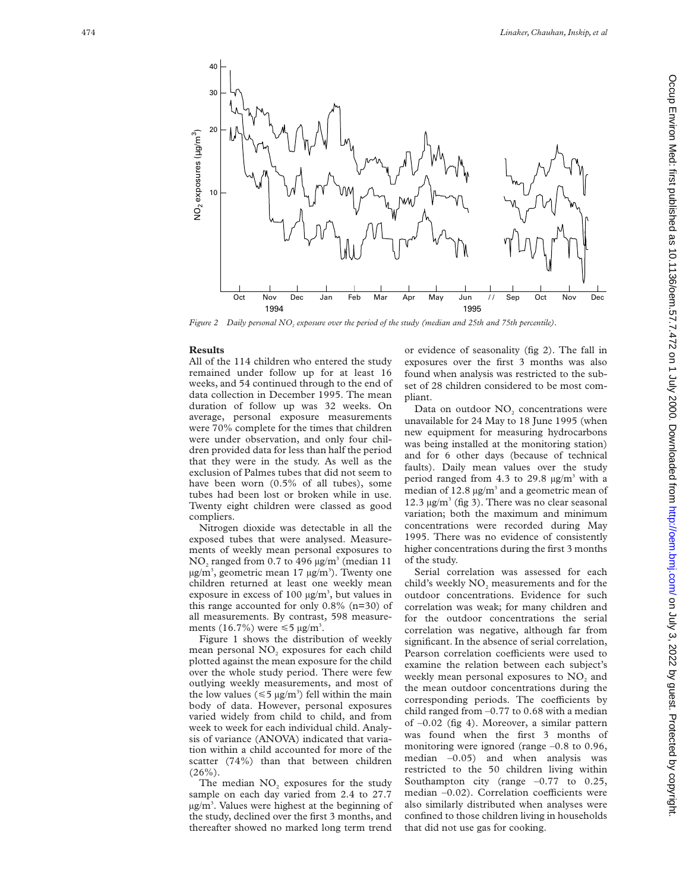*Figure 2 Daily personal $NO_2$ exposure over the period of the study (median and 25th and 75th percentile).*

## Results

All of the 114 children who entered the study remained under follow up for at least 16 weeks, and 54 continued through to the end of data collection in December 1995. The mean duration of follow up was 32 weeks. On average, personal exposure measurements were 70% complete for the times that children were under observation, and only four children provided data for less than half the period that they were in the study. As well as the exclusion of Palmes tubes that did not seem to have been worn (0.5% of all tubes), some tubes had been lost or broken while in use. Twenty eight children were classed as good compliers.

Nitrogen dioxide was detectable in all the exposed tubes that were analysed. Measurements of weekly mean personal exposures to $NO_2$ ranged from 0.7 to 496 $\mu g/m^3$ (median 11 $\mu g/m^3$, geometric mean 17 $\mu g/m^3$). Twenty one children returned at least one weekly mean exposure in excess of 100 $\mu g/m^3$, but values in this range accounted for only 0.8% (n=30) of all measurements. By contrast, 598 measurements (16.7%) were $\leqslant 5$ $\mu g/m^3$.

Figure 1 shows the distribution of weekly mean personal $NO_2$ exposures for each child plotted against the mean exposure for the child over the whole study period. There were few outlying weekly measurements, and most of the low values ($\leqslant 5$ $\mu g/m^3$) fell within the main body of data. However, personal exposures varied widely from child to child, and from week to week for each individual child. Analysis of variance (ANOVA) indicated that variation within a child accounted for more of the scatter (74%) than that between children (26%).

The median $NO_2$ exposures for the study sample on each day varied from 2.4 to 27.7 $\mu g/m^3$. Values were highest at the beginning of the study, declined over the first 3 months, and thereafter showed no marked long term trend or evidence of seasonality (fig 2). The fall in exposures over the first 3 months was also found when analysis was restricted to the subset of 28 children considered to be most compliant.

Data on outdoor $NO_2$ concentrations were unavailable for 24 May to 18 June 1995 (when new equipment for measuring hydrocarbons was being installed at the monitoring station) and for 6 other days (because of technical faults). Daily mean values over the study period ranged from 4.3 to 29.8 $\mu g/m^3$ with a median of 12.8 $\mu g/m^3$ and a geometric mean of 12.3 $\mu g/m^3$ (fig 3). There was no clear seasonal variation; both the maximum and minimum concentrations were recorded during May 1995. There was no evidence of consistently higher concentrations during the first 3 months of the study.

Serial correlation was assessed for each child's weekly $NO_2$ measurements and for the outdoor concentrations. Evidence for such correlation was weak; for many children and for the outdoor concentrations the serial correlation was negative, although far from significant. In the absence of serial correlation, Pearson correlation coefficients were used to examine the relation between each subject's weekly mean personal exposures to $NO_2$ and the mean outdoor concentrations during the corresponding periods. The coefficients by child ranged from –0.77 to 0.68 with a median of –0.02 (fig 4). Moreover, a similar pattern was found when the first 3 months of monitoring were ignored (range –0.8 to 0.96, median –0.05) and when analysis was restricted to the 50 children living within Southampton city (range –0.77 to 0.25, median –0.02). Correlation coefficients were also similarly distributed when analyses were confined to those children living in households that did not use gas for cooking.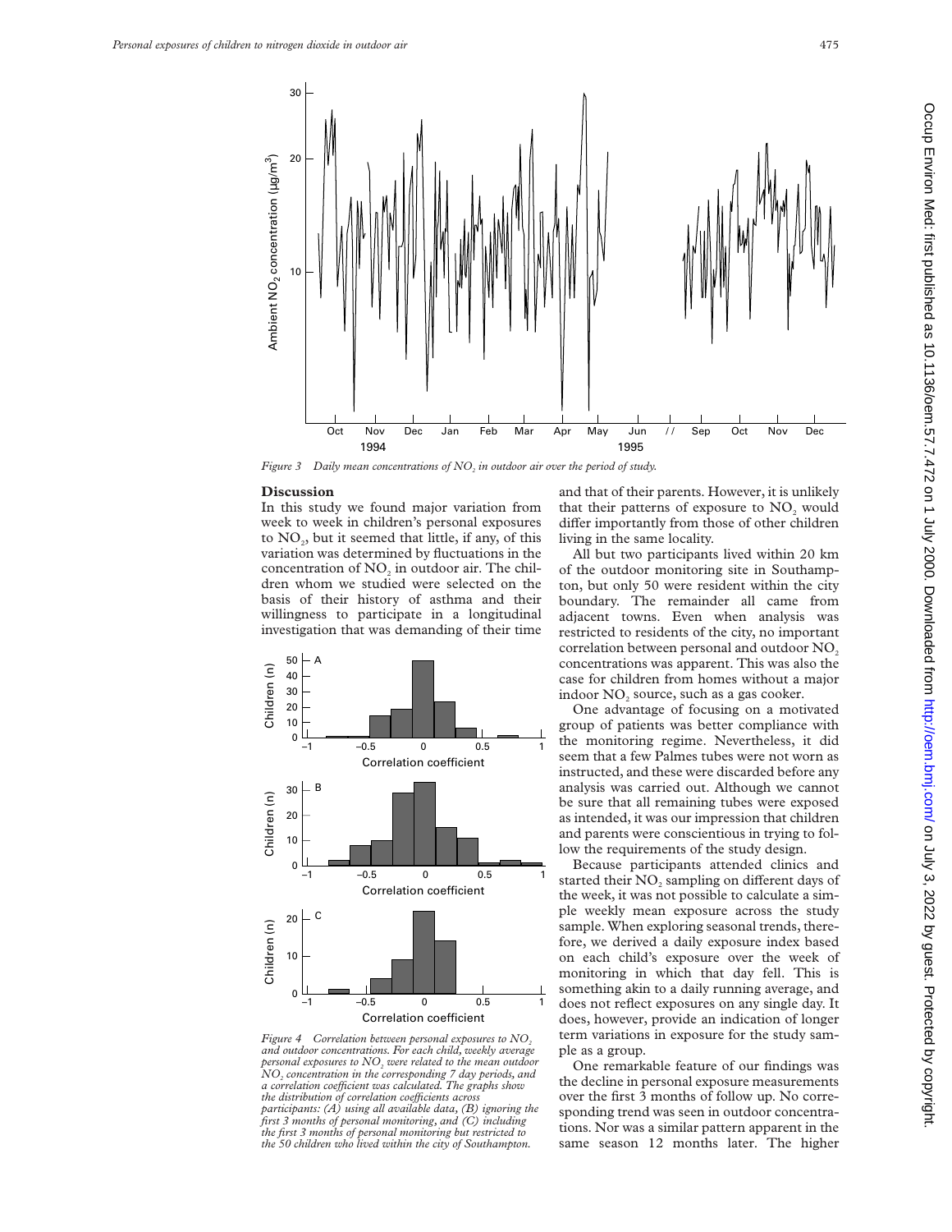Figure 3 Daily mean concentrations of $NO_2$ in outdoor air over the period of study.

## Discussion

In this study we found major variation from week to week in children's personal exposures to $NO_2$, but it seemed that little, if any, of this variation was determined by fluctuations in the concentration of $NO_2$ in outdoor air. The children whom we studied were selected on the basis of their history of asthma and their willingness to participate in a longitudinal investigation that was demanding of their time and that of their parents. However, it is unlikely that their patterns of exposure to $NO_2$ would differ importantly from those of other children living in the same locality.

Figure 4 Correlation between personal exposures to $NO_2$ and outdoor concentrations. For each child, weekly average personal exposures to $NO_2$ were related to the mean outdoor $NO_2$ concentration in the corresponding 7 day periods, and a correlation coefficient was calculated. The graphs show the distribution of correlation coefficients across participants: (A) using all available data, (B) ignoring the first 3 months of personal monitoring, and (C) including the first 3 months of personal monitoring but restricted to the 50 children who lived within the city of Southampton.

All but two participants lived within 20 km of the outdoor monitoring site in Southampton, but only 50 were resident within the city boundary. The remainder all came from adjacent towns. Even when analysis was restricted to residents of the city, no important correlation between personal and outdoor $NO_2$ concentrations was apparent. This was also the case for children from homes without a major indoor $NO_2$ source, such as a gas cooker.

One advantage of focusing on a motivated group of patients was better compliance with the monitoring regime. Nevertheless, it did seem that a few Palmes tubes were not worn as instructed, and these were discarded before any analysis was carried out. Although we cannot be sure that all remaining tubes were exposed as intended, it was our impression that children and parents were conscientious in trying to follow the requirements of the study design.

Because participants attended clinics and started their $NO_2$ sampling on different days of the week, it was not possible to calculate a simple weekly mean exposure across the study sample. When exploring seasonal trends, therefore, we derived a daily exposure index based on each child's exposure over the week of monitoring in which that day fell. This is something akin to a daily running average, and does not reflect exposures on any single day. It does, however, provide an indication of longer term variations in exposure for the study sample as a group.

One remarkable feature of our findings was the decline in personal exposure measurements over the first 3 months of follow up. No corresponding trend was seen in outdoor concentrations. Nor was a similar pattern apparent in the same season 12 months later. The higher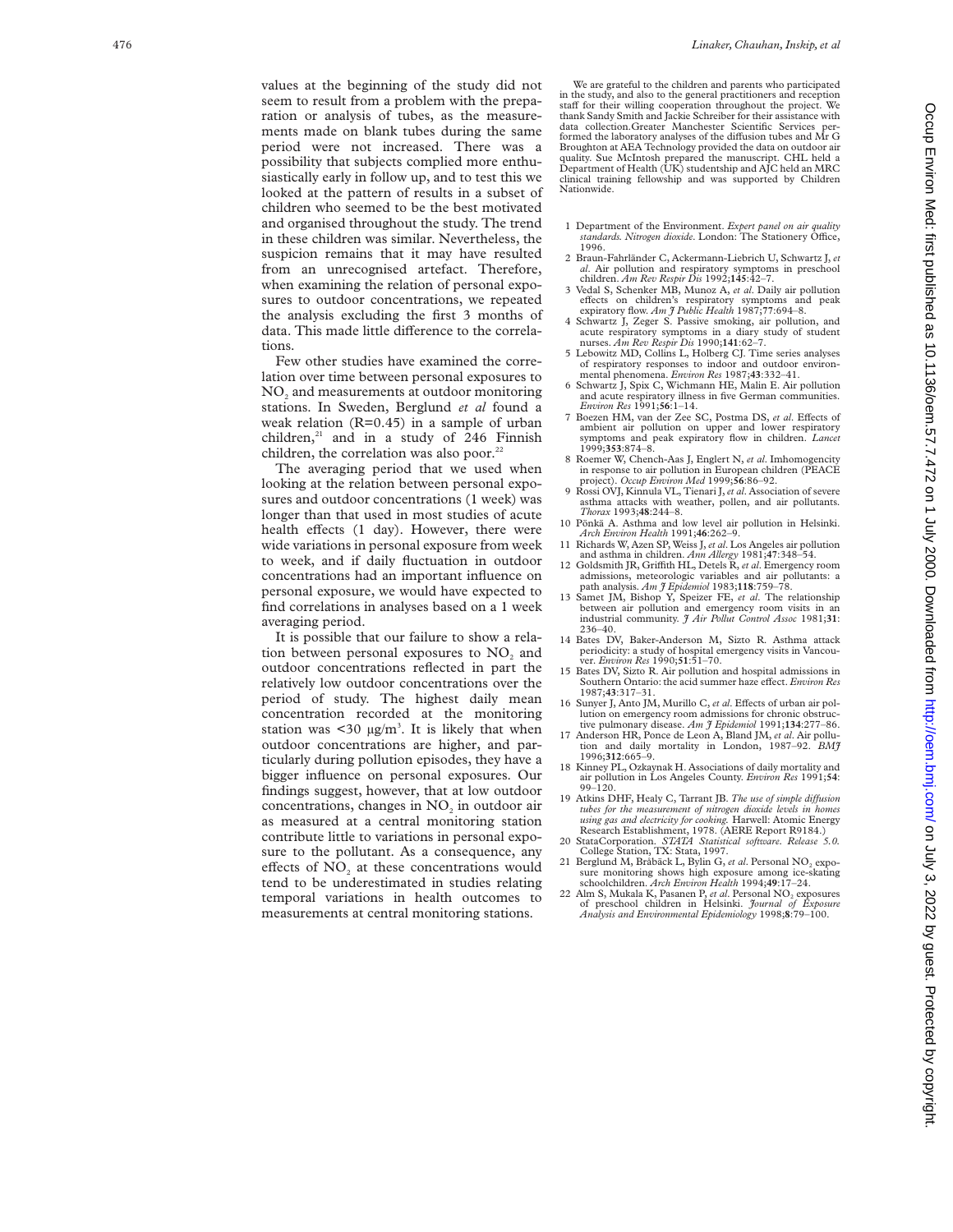values at the beginning of the study did not seem to result from a problem with the preparation or analysis of tubes, as the measurements made on blank tubes during the same period were not increased. There was a possibility that subjects complied more enthusiastically early in follow up, and to test this we looked at the pattern of results in a subset of children who seemed to be the best motivated and organised throughout the study. The trend in these children was similar. Nevertheless, the suspicion remains that it may have resulted from an unrecognised artefact. Therefore, when examining the relation of personal exposures to outdoor concentrations, we repeated the analysis excluding the first 3 months of data. This made little difference to the correlations.

Few other studies have examined the correlation over time between personal exposures to $NO_2$ and measurements at outdoor monitoring stations. In Sweden, Berglund *et al* found a weak relation (R=0.45) in a sample of urban children,[21] and in a study of 246 Finnish children, the correlation was also poor.[22]

The averaging period that we used when looking at the relation between personal exposures and outdoor concentrations (1 week) was longer than that used in most studies of acute health effects (1 day). However, there were wide variations in personal exposure from week to week, and if daily fluctuation in outdoor concentrations had an important influence on personal exposure, we would have expected to find correlations in analyses based on a 1 week averaging period.

It is possible that our failure to show a relation between personal exposures to $NO_2$ and outdoor concentrations reflected in part the relatively low outdoor concentrations over the period of study. The highest daily mean concentration recorded at the monitoring station was <30 µg/m$^3$. It is likely that when outdoor concentrations are higher, and particularly during pollution episodes, they have a bigger influence on personal exposures. Our findings suggest, however, that at low outdoor concentrations, changes in $NO_2$ in outdoor air as measured at a central monitoring station contribute little to variations in personal exposure to the pollutant. As a consequence, any effects of $NO_2$ at these concentrations would tend to be underestimated in studies relating temporal variations in health outcomes to measurements at central monitoring stations.

We are grateful to the children and parents who participated in the study, and also to the general practitioners and reception staff for their willing cooperation throughout the project. We thank Sandy Smith and Jackie Schreiber for their assistance with data collection. Greater Manchester Scientific Services performed the laboratory analyses of the diffusion tubes and Mr G Broughton at AEA Technology provided the data on outdoor air quality. Sue McIntosh prepared the manuscript. CHL held a Department of Health (UK) studentship and AJC held an MRC clinical training fellowship and was supported by Children Nationwide.

1. Department of the Environment. *Expert panel on air quality standards. Nitrogen dioxide*. London: The Stationery Office, 1996.
2. Braun-Fahrländer C, Ackermann-Liebrich U, Schwartz J, *et al*. Air pollution and respiratory symptoms in preschool children. *Am Rev Respir Dis* 1992;**145**:42–7.
3. Vedal S, Schenker MB, Munoz A, *et al*. Daily air pollution effects on children's respiratory symptoms and peak expiratory flow. *Am J Public Health* 1987;**77**:694–8.
4. Schwartz J, Zeger S. Passive smoking, air pollution, and acute respiratory symptoms in a diary study of student nurses. *Am Rev Respir Dis* 1990;**141**:62–7.
5. Lebowitz MD, Collins L, Holberg CJ. Time series analyses of respiratory responses to indoor and outdoor environmental phenomena. *Environ Res* 1987;**43**:332–41.
6. Schwartz J, Spix C, Wichmann HE, Malin E. Air pollution and acute respiratory illness in five German communities. *Environ Res* 1991;**56**:1–14.
7. Boezen HM, van der Zee SC, Postma DS, *et al*. Effects of ambient air pollution on upper and lower respiratory symptoms and peak expiratory flow in children. *Lancet* 1999;**353**:874–8.
8. Roemer W, Chench-Aas J, Englert N, *et al*. Imhomogencity in response to air pollution in European children (PEACE project). *Occup Environ Med* 1999;**56**:86–92.
9. Rossi OVJ, Kinnula VL, Tienari J, *et al*. Association of severe asthma attacks with weather, pollen, and air pollutants. *Thorax* 1993;**48**:244–8.
10. Pönkä A. Asthma and low level air pollution in Helsinki. *Arch Environ Health* 1991;**46**:262–9.
11. Richards W, Azen SP, Weiss J, *et al*. Los Angeles air pollution and asthma in children. *Ann Allergy* 1981;**47**:348–54.
12. Goldsmith JR, Griffith HL, Detels R, *et al*. Emergency room admissions, meteorologic variables and air pollutants: a path analysis. *Am J Epidemiol* 1983;**118**:759–78.
13. Samet JM, Bishop Y, Speizer FE, *et al*. The relationship between air pollution and emergency room visits in an industrial community. *J Air Pollut Control Assoc* 1981;**31**:236–40.
14. Bates DV, Baker-Anderson M, Sizto R. Asthma attack periodicity: a study of hospital emergency visits in Vancouver. *Environ Res* 1990;**51**:51–70.
15. Bates DV, Sizto R. Air pollution and hospital admissions in Southern Ontario: the acid summer haze effect. *Environ Res* 1987;**43**:317–31.
16. Sunyer J, Anto JM, Murillo C, *et al*. Effects of urban air pollution on emergency room admissions for chronic obstructive pulmonary disease. *Am J Epidemiol* 1991;**134**:277–86.
17. Anderson HR, Ponce de Leon A, Bland JM, *et al*. Air pollution and daily mortality in London, 1987–92. *BMJ* 1996;**312**:665–9.
18. Kinney PL, Ozkaynak H. Associations of daily mortality and air pollution in Los Angeles County. *Environ Res* 1991;**54**:99–120.
19. Atkins DHF, Healy C, Tarrant JB. *The use of simple diffusion tubes for the measurement of nitrogen dioxide levels in homes using gas and electricity for cooking.* Harwell: Atomic Energy Research Establishment, 1978. (AERE Report R9184.)
20. StataCorporation. *STATA Statistical software. Release 5.0.* College Station, TX: Stata, 1997.
21. Berglund M, Bråbäck L, Bylin G, *et al*. Personal $NO_2$ exposure monitoring shows high exposure among ice-skating schoolchildren. *Arch Environ Health* 1994;**49**:17–24.
22. Alm S, Mukala K, Pasanen P, *et al*. Personal $NO_2$ exposures of preschool children in Helsinki. *Journal of Exposure Analysis and Environmental Epidemiology* 1998;**8**:79–100.